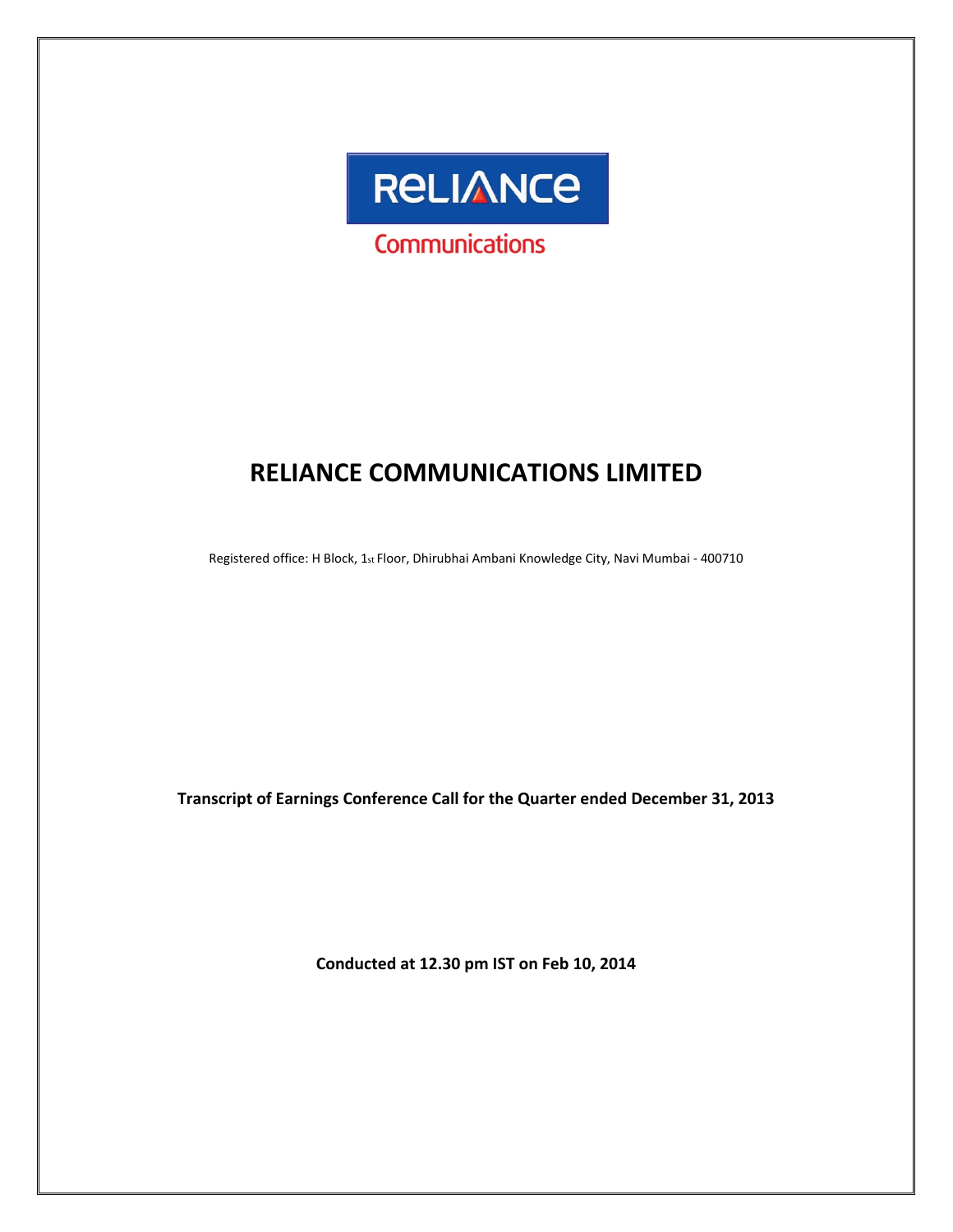RELIANCE

Communications

# RELIANCE COMMUNICATIONS LIMITED

Registered office: H Block, 1st Floor, Dhirubhai Ambani Knowledge City, Navi Mumbai - 400710

**Transcript of Earnings Conference Call for the Quarter ended December 31, 2013**

**Conducted at 12.30 pm IST on Feb 10, 2014**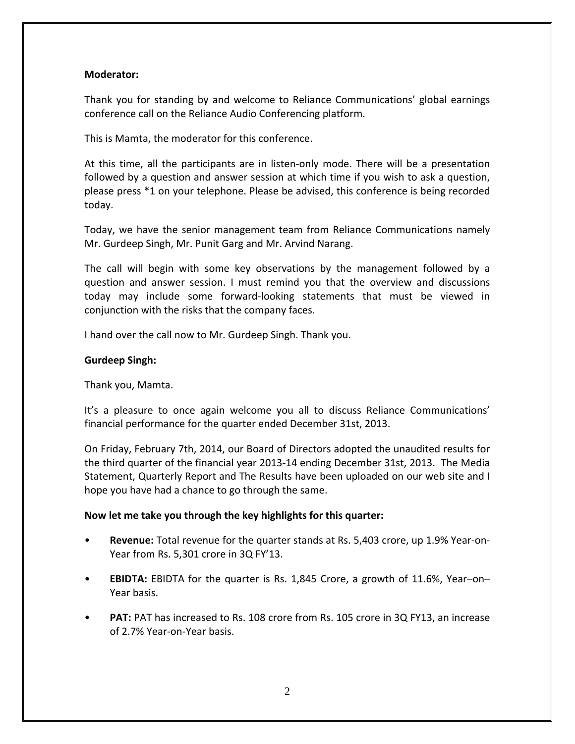**Moderator:**

Thank you for standing by and welcome to Reliance Communications' global earnings conference call on the Reliance Audio Conferencing platform.

This is Mamta, the moderator for this conference.

At this time, all the participants are in listen-only mode. There will be a presentation followed by a question and answer session at which time if you wish to ask a question, please press *1 on your telephone. Please be advised, this conference is being recorded today.

Today, we have the senior management team from Reliance Communications namely Mr. Gurdeep Singh, Mr. Punit Garg and Mr. Arvind Narang.

The call will begin with some key observations by the management followed by a question and answer session. I must remind you that the overview and discussions today may include some forward-looking statements that must be viewed in conjunction with the risks that the company faces.

I hand over the call now to Mr. Gurdeep Singh. Thank you.

**Gurdeep Singh:**

Thank you, Mamta.

It's a pleasure to once again welcome you all to discuss Reliance Communications' financial performance for the quarter ended December 31st, 2013.

On Friday, February 7th, 2014, our Board of Directors adopted the unaudited results for the third quarter of the financial year 2013-14 ending December 31st, 2013. The Media Statement, Quarterly Report and The Results have been uploaded on our web site and I hope you have had a chance to go through the same.

**Now let me take you through the key highlights for this quarter:**

- **Revenue:** Total revenue for the quarter stands at Rs. 5,403 crore, up 1.9% Year-on-Year from Rs. 5,301 crore in 3Q FY'13.
- **EBIDTA:** EBIDTA for the quarter is Rs. 1,845 Crore, a growth of 11.6%, Year–on–Year basis.
- **PAT:** PAT has increased to Rs. 108 crore from Rs. 105 crore in 3Q FY13, an increase of 2.7% Year-on-Year basis.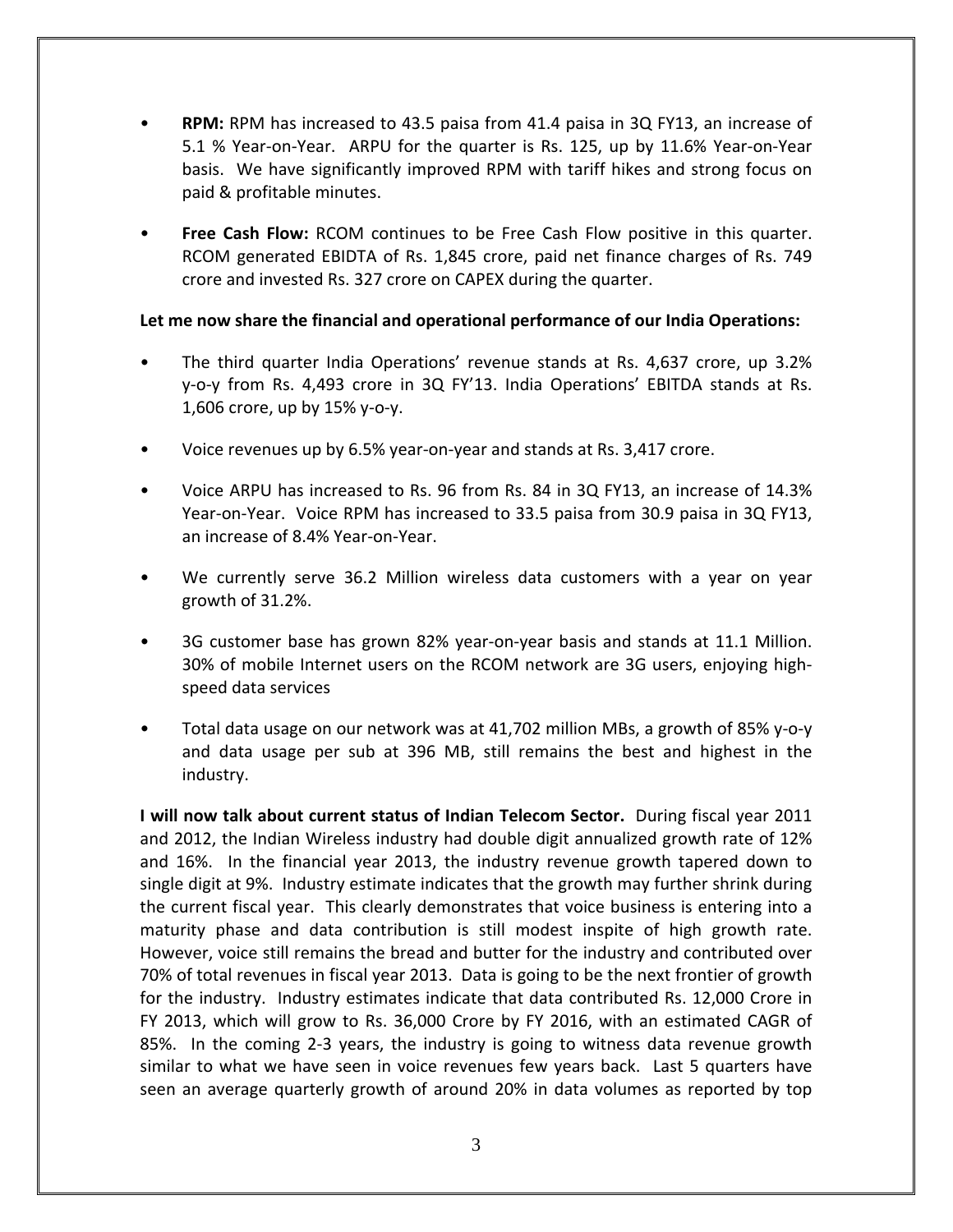- **RPM:** RPM has increased to 43.5 paisa from 41.4 paisa in 3Q FY13, an increase of 5.1 % Year-on-Year. ARPU for the quarter is Rs. 125, up by 11.6% Year-on-Year basis. We have significantly improved RPM with tariff hikes and strong focus on paid & profitable minutes.

- **Free Cash Flow:** RCOM continues to be Free Cash Flow positive in this quarter. RCOM generated EBIDTA of Rs. 1,845 crore, paid net finance charges of Rs. 749 crore and invested Rs. 327 crore on CAPEX during the quarter.

**Let me now share the financial and operational performance of our India Operations:**

- The third quarter India Operations' revenue stands at Rs. 4,637 crore, up 3.2% y-o-y from Rs. 4,493 crore in 3Q FY'13. India Operations' EBITDA stands at Rs. 1,606 crore, up by 15% y-o-y.

- Voice revenues up by 6.5% year-on-year and stands at Rs. 3,417 crore.

- Voice ARPU has increased to Rs. 96 from Rs. 84 in 3Q FY13, an increase of 14.3% Year-on-Year. Voice RPM has increased to 33.5 paisa from 30.9 paisa in 3Q FY13, an increase of 8.4% Year-on-Year.

- We currently serve 36.2 Million wireless data customers with a year on year growth of 31.2%.

- 3G customer base has grown 82% year-on-year basis and stands at 11.1 Million. 30% of mobile Internet users on the RCOM network are 3G users, enjoying high-speed data services

- Total data usage on our network was at 41,702 million MBs, a growth of 85% y-o-y and data usage per sub at 396 MB, still remains the best and highest in the industry.

**I will now talk about current status of Indian Telecom Sector.** During fiscal year 2011 and 2012, the Indian Wireless industry had double digit annualized growth rate of 12% and 16%. In the financial year 2013, the industry revenue growth tapered down to single digit at 9%. Industry estimate indicates that the growth may further shrink during the current fiscal year. This clearly demonstrates that voice business is entering into a maturity phase and data contribution is still modest inspite of high growth rate. However, voice still remains the bread and butter for the industry and contributed over 70% of total revenues in fiscal year 2013. Data is going to be the next frontier of growth for the industry. Industry estimates indicate that data contributed Rs. 12,000 Crore in FY 2013, which will grow to Rs. 36,000 Crore by FY 2016, with an estimated CAGR of 85%. In the coming 2-3 years, the industry is going to witness data revenue growth similar to what we have seen in voice revenues few years back. Last 5 quarters have seen an average quarterly growth of around 20% in data volumes as reported by top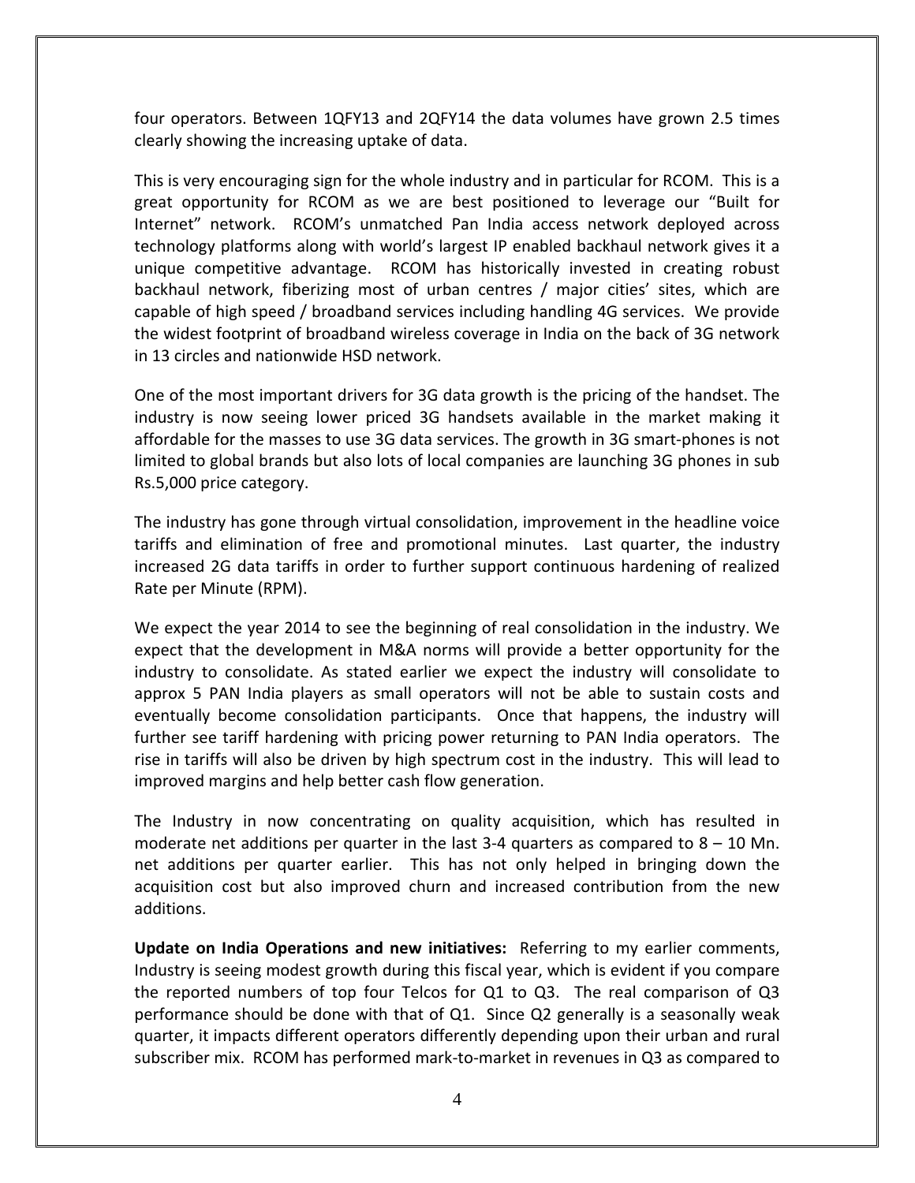four operators. Between 1QFY13 and 2QFY14 the data volumes have grown 2.5 times clearly showing the increasing uptake of data.

This is very encouraging sign for the whole industry and in particular for RCOM. This is a great opportunity for RCOM as we are best positioned to leverage our "Built for Internet" network. RCOM's unmatched Pan India access network deployed across technology platforms along with world's largest IP enabled backhaul network gives it a unique competitive advantage. RCOM has historically invested in creating robust backhaul network, fiberizing most of urban centres / major cities' sites, which are capable of high speed / broadband services including handling 4G services. We provide the widest footprint of broadband wireless coverage in India on the back of 3G network in 13 circles and nationwide HSD network.

One of the most important drivers for 3G data growth is the pricing of the handset. The industry is now seeing lower priced 3G handsets available in the market making it affordable for the masses to use 3G data services. The growth in 3G smart-phones is not limited to global brands but also lots of local companies are launching 3G phones in sub Rs.5,000 price category.

The industry has gone through virtual consolidation, improvement in the headline voice tariffs and elimination of free and promotional minutes. Last quarter, the industry increased 2G data tariffs in order to further support continuous hardening of realized Rate per Minute (RPM).

We expect the year 2014 to see the beginning of real consolidation in the industry. We expect that the development in M&A norms will provide a better opportunity for the industry to consolidate. As stated earlier we expect the industry will consolidate to approx 5 PAN India players as small operators will not be able to sustain costs and eventually become consolidation participants. Once that happens, the industry will further see tariff hardening with pricing power returning to PAN India operators. The rise in tariffs will also be driven by high spectrum cost in the industry. This will lead to improved margins and help better cash flow generation.

The Industry in now concentrating on quality acquisition, which has resulted in moderate net additions per quarter in the last 3-4 quarters as compared to 8 – 10 Mn. net additions per quarter earlier. This has not only helped in bringing down the acquisition cost but also improved churn and increased contribution from the new additions.

**Update on India Operations and new initiatives:** Referring to my earlier comments, Industry is seeing modest growth during this fiscal year, which is evident if you compare the reported numbers of top four Telcos for Q1 to Q3. The real comparison of Q3 performance should be done with that of Q1. Since Q2 generally is a seasonally weak quarter, it impacts different operators differently depending upon their urban and rural subscriber mix. RCOM has performed mark-to-market in revenues in Q3 as compared to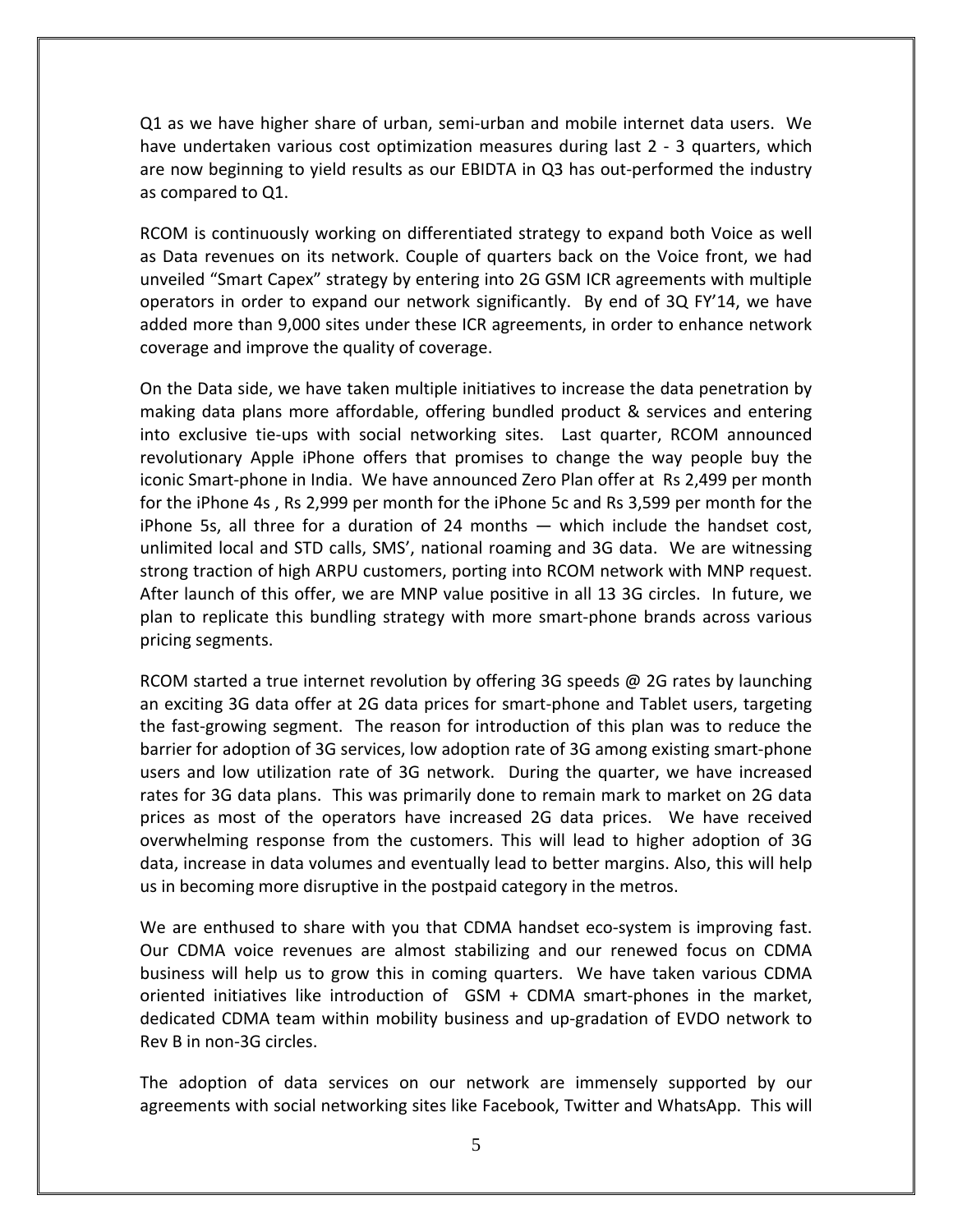Q1 as we have higher share of urban, semi-urban and mobile internet data users. We have undertaken various cost optimization measures during last 2 - 3 quarters, which are now beginning to yield results as our EBIDTA in Q3 has out-performed the industry as compared to Q1.

RCOM is continuously working on differentiated strategy to expand both Voice as well as Data revenues on its network. Couple of quarters back on the Voice front, we had unveiled "Smart Capex" strategy by entering into 2G GSM ICR agreements with multiple operators in order to expand our network significantly. By end of 3Q FY'14, we have added more than 9,000 sites under these ICR agreements, in order to enhance network coverage and improve the quality of coverage.

On the Data side, we have taken multiple initiatives to increase the data penetration by making data plans more affordable, offering bundled product & services and entering into exclusive tie-ups with social networking sites. Last quarter, RCOM announced revolutionary Apple iPhone offers that promises to change the way people buy the iconic Smart-phone in India. We have announced Zero Plan offer at Rs 2,499 per month for the iPhone 4s , Rs 2,999 per month for the iPhone 5c and Rs 3,599 per month for the iPhone 5s, all three for a duration of 24 months — which include the handset cost, unlimited local and STD calls, SMS', national roaming and 3G data. We are witnessing strong traction of high ARPU customers, porting into RCOM network with MNP request. After launch of this offer, we are MNP value positive in all 13 3G circles. In future, we plan to replicate this bundling strategy with more smart-phone brands across various pricing segments.

RCOM started a true internet revolution by offering 3G speeds @ 2G rates by launching an exciting 3G data offer at 2G data prices for smart-phone and Tablet users, targeting the fast-growing segment. The reason for introduction of this plan was to reduce the barrier for adoption of 3G services, low adoption rate of 3G among existing smart-phone users and low utilization rate of 3G network. During the quarter, we have increased rates for 3G data plans. This was primarily done to remain mark to market on 2G data prices as most of the operators have increased 2G data prices. We have received overwhelming response from the customers. This will lead to higher adoption of 3G data, increase in data volumes and eventually lead to better margins. Also, this will help us in becoming more disruptive in the postpaid category in the metros.

We are enthused to share with you that CDMA handset eco-system is improving fast. Our CDMA voice revenues are almost stabilizing and our renewed focus on CDMA business will help us to grow this in coming quarters. We have taken various CDMA oriented initiatives like introduction of GSM + CDMA smart-phones in the market, dedicated CDMA team within mobility business and up-gradation of EVDO network to Rev B in non-3G circles.

The adoption of data services on our network are immensely supported by our agreements with social networking sites like Facebook, Twitter and WhatsApp. This will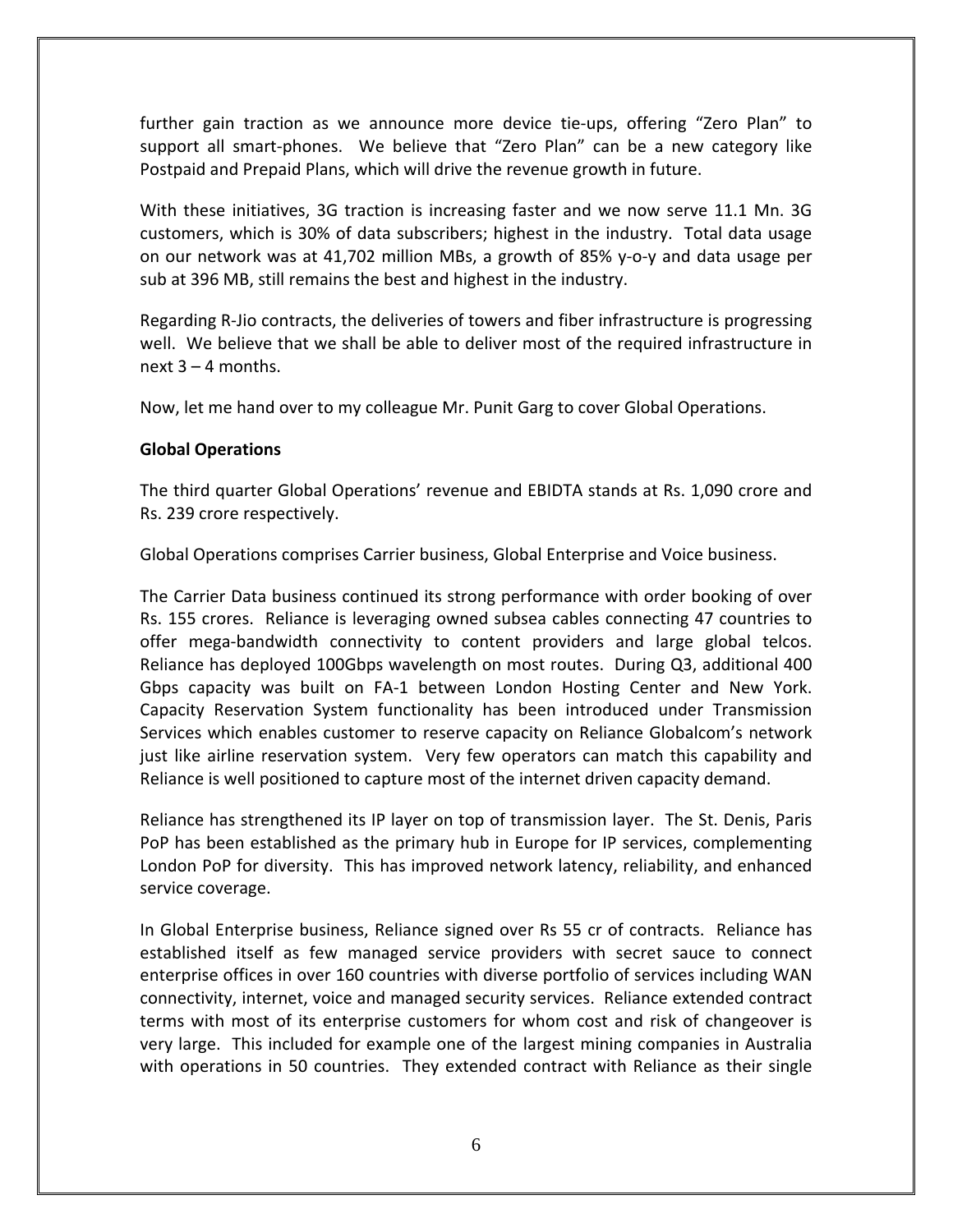further gain traction as we announce more device tie-ups, offering “Zero Plan” to support all smart-phones. We believe that “Zero Plan” can be a new category like Postpaid and Prepaid Plans, which will drive the revenue growth in future.

With these initiatives, 3G traction is increasing faster and we now serve 11.1 Mn. 3G customers, which is 30% of data subscribers; highest in the industry. Total data usage on our network was at 41,702 million MBs, a growth of 85% y-o-y and data usage per sub at 396 MB, still remains the best and highest in the industry.

Regarding R-Jio contracts, the deliveries of towers and fiber infrastructure is progressing well. We believe that we shall be able to deliver most of the required infrastructure in next 3 – 4 months.

Now, let me hand over to my colleague Mr. Punit Garg to cover Global Operations.

**Global Operations**

The third quarter Global Operations’ revenue and EBIDTA stands at Rs. 1,090 crore and Rs. 239 crore respectively.

Global Operations comprises Carrier business, Global Enterprise and Voice business.

The Carrier Data business continued its strong performance with order booking of over Rs. 155 crores. Reliance is leveraging owned subsea cables connecting 47 countries to offer mega-bandwidth connectivity to content providers and large global telcos. Reliance has deployed 100Gbps wavelength on most routes. During Q3, additional 400 Gbps capacity was built on FA-1 between London Hosting Center and New York. Capacity Reservation System functionality has been introduced under Transmission Services which enables customer to reserve capacity on Reliance Globalcom’s network just like airline reservation system. Very few operators can match this capability and Reliance is well positioned to capture most of the internet driven capacity demand.

Reliance has strengthened its IP layer on top of transmission layer. The St. Denis, Paris PoP has been established as the primary hub in Europe for IP services, complementing London PoP for diversity. This has improved network latency, reliability, and enhanced service coverage.

In Global Enterprise business, Reliance signed over Rs 55 cr of contracts. Reliance has established itself as few managed service providers with secret sauce to connect enterprise offices in over 160 countries with diverse portfolio of services including WAN connectivity, internet, voice and managed security services. Reliance extended contract terms with most of its enterprise customers for whom cost and risk of changeover is very large. This included for example one of the largest mining companies in Australia with operations in 50 countries. They extended contract with Reliance as their single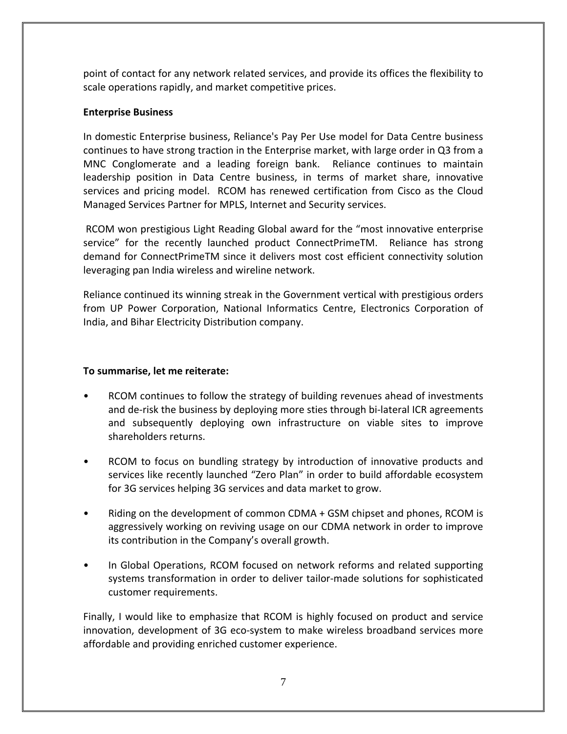point of contact for any network related services, and provide its offices the flexibility to scale operations rapidly, and market competitive prices.

**Enterprise Business**

In domestic Enterprise business, Reliance's Pay Per Use model for Data Centre business continues to have strong traction in the Enterprise market, with large order in Q3 from a MNC Conglomerate and a leading foreign bank. Reliance continues to maintain leadership position in Data Centre business, in terms of market share, innovative services and pricing model. RCOM has renewed certification from Cisco as the Cloud Managed Services Partner for MPLS, Internet and Security services.

RCOM won prestigious Light Reading Global award for the "most innovative enterprise service" for the recently launched product ConnectPrimeTM. Reliance has strong demand for ConnectPrimeTM since it delivers most cost efficient connectivity solution leveraging pan India wireless and wireline network.

Reliance continued its winning streak in the Government vertical with prestigious orders from UP Power Corporation, National Informatics Centre, Electronics Corporation of India, and Bihar Electricity Distribution company.

**To summarise, let me reiterate:**

- RCOM continues to follow the strategy of building revenues ahead of investments and de-risk the business by deploying more sties through bi-lateral ICR agreements and subsequently deploying own infrastructure on viable sites to improve shareholders returns.
- RCOM to focus on bundling strategy by introduction of innovative products and services like recently launched "Zero Plan" in order to build affordable ecosystem for 3G services helping 3G services and data market to grow.
- Riding on the development of common CDMA + GSM chipset and phones, RCOM is aggressively working on reviving usage on our CDMA network in order to improve its contribution in the Company's overall growth.
- In Global Operations, RCOM focused on network reforms and related supporting systems transformation in order to deliver tailor-made solutions for sophisticated customer requirements.

Finally, I would like to emphasize that RCOM is highly focused on product and service innovation, development of 3G eco-system to make wireless broadband services more affordable and providing enriched customer experience.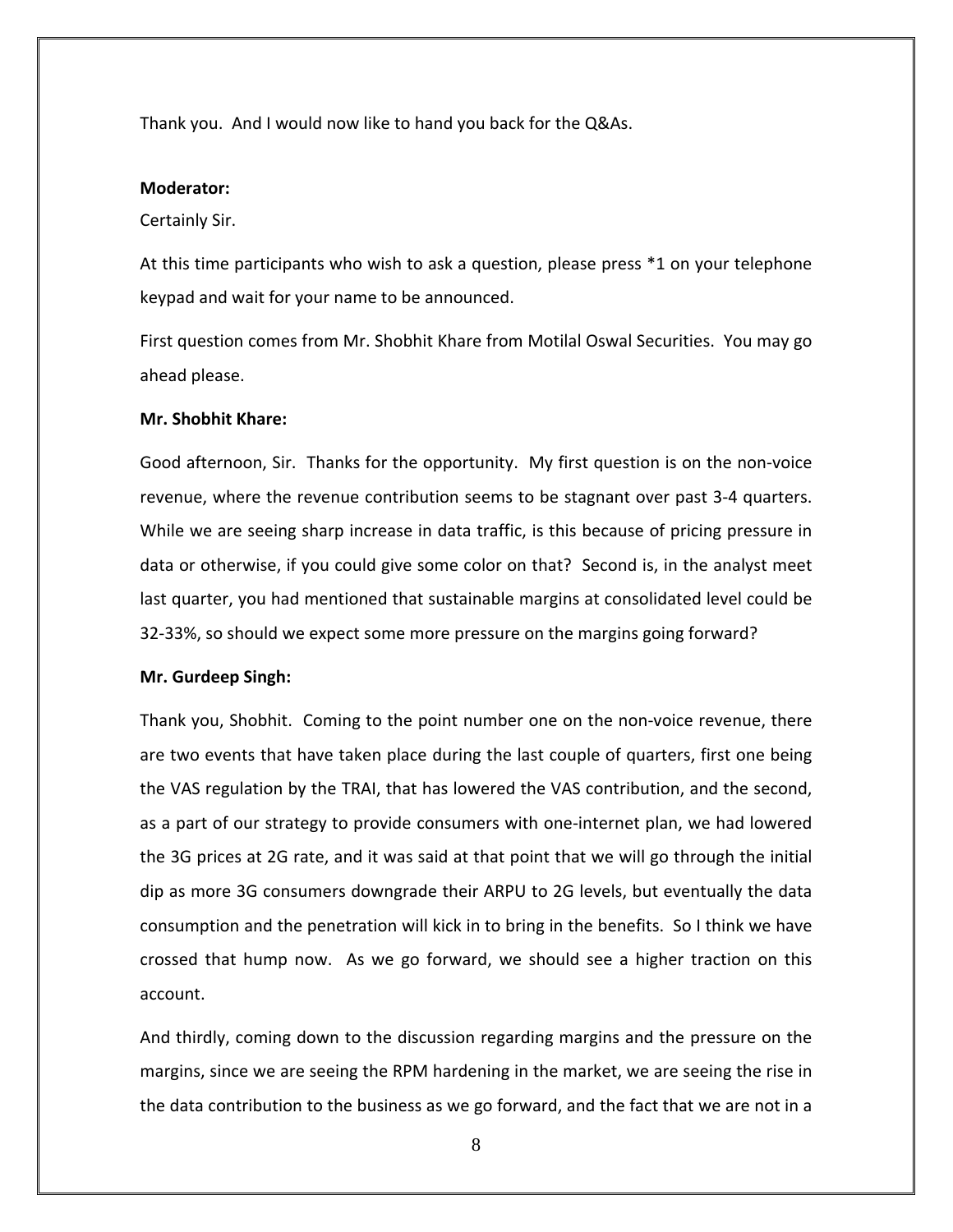Thank you. And I would now like to hand you back for the Q&As.

**Moderator:**

Certainly Sir.

At this time participants who wish to ask a question, please press *1 on your telephone keypad and wait for your name to be announced.

First question comes from Mr. Shobhit Khare from Motilal Oswal Securities. You may go ahead please.

**Mr. Shobhit Khare:**

Good afternoon, Sir. Thanks for the opportunity. My first question is on the non-voice revenue, where the revenue contribution seems to be stagnant over past 3-4 quarters. While we are seeing sharp increase in data traffic, is this because of pricing pressure in data or otherwise, if you could give some color on that? Second is, in the analyst meet last quarter, you had mentioned that sustainable margins at consolidated level could be 32-33%, so should we expect some more pressure on the margins going forward?

**Mr. Gurdeep Singh:**

Thank you, Shobhit. Coming to the point number one on the non-voice revenue, there are two events that have taken place during the last couple of quarters, first one being the VAS regulation by the TRAI, that has lowered the VAS contribution, and the second, as a part of our strategy to provide consumers with one-internet plan, we had lowered the 3G prices at 2G rate, and it was said at that point that we will go through the initial dip as more 3G consumers downgrade their ARPU to 2G levels, but eventually the data consumption and the penetration will kick in to bring in the benefits. So I think we have crossed that hump now. As we go forward, we should see a higher traction on this account.

And thirdly, coming down to the discussion regarding margins and the pressure on the margins, since we are seeing the RPM hardening in the market, we are seeing the rise in the data contribution to the business as we go forward, and the fact that we are not in a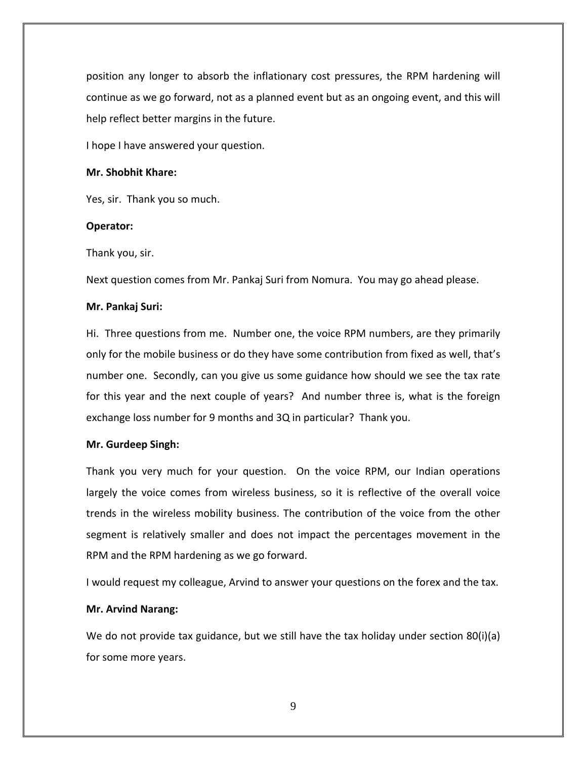position any longer to absorb the inflationary cost pressures, the RPM hardening will continue as we go forward, not as a planned event but as an ongoing event, and this will help reflect better margins in the future.

I hope I have answered your question.

**Mr. Shobhit Khare:**

Yes, sir. Thank you so much.

**Operator:**

Thank you, sir.

Next question comes from Mr. Pankaj Suri from Nomura. You may go ahead please.

**Mr. Pankaj Suri:**

Hi. Three questions from me. Number one, the voice RPM numbers, are they primarily only for the mobile business or do they have some contribution from fixed as well, that's number one. Secondly, can you give us some guidance how should we see the tax rate for this year and the next couple of years? And number three is, what is the foreign exchange loss number for 9 months and 3Q in particular? Thank you.

**Mr. Gurdeep Singh:**

Thank you very much for your question. On the voice RPM, our Indian operations largely the voice comes from wireless business, so it is reflective of the overall voice trends in the wireless mobility business. The contribution of the voice from the other segment is relatively smaller and does not impact the percentages movement in the RPM and the RPM hardening as we go forward.

I would request my colleague, Arvind to answer your questions on the forex and the tax.

**Mr. Arvind Narang:**

We do not provide tax guidance, but we still have the tax holiday under section 80(i)(a) for some more years.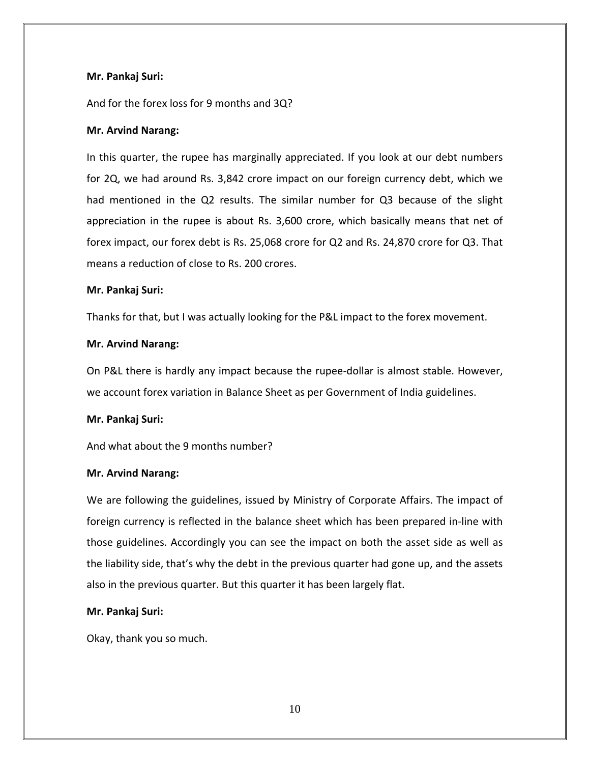**Mr. Pankaj Suri:**

And for the forex loss for 9 months and 3Q?

**Mr. Arvind Narang:**

In this quarter, the rupee has marginally appreciated. If you look at our debt numbers for 2Q, we had around Rs. 3,842 crore impact on our foreign currency debt, which we had mentioned in the Q2 results. The similar number for Q3 because of the slight appreciation in the rupee is about Rs. 3,600 crore, which basically means that net of forex impact, our forex debt is Rs. 25,068 crore for Q2 and Rs. 24,870 crore for Q3. That means a reduction of close to Rs. 200 crores.

**Mr. Pankaj Suri:**

Thanks for that, but I was actually looking for the P&L impact to the forex movement.

**Mr. Arvind Narang:**

On P&L there is hardly any impact because the rupee-dollar is almost stable. However, we account forex variation in Balance Sheet as per Government of India guidelines.

**Mr. Pankaj Suri:**

And what about the 9 months number?

**Mr. Arvind Narang:**

We are following the guidelines, issued by Ministry of Corporate Affairs. The impact of foreign currency is reflected in the balance sheet which has been prepared in-line with those guidelines. Accordingly you can see the impact on both the asset side as well as the liability side, that's why the debt in the previous quarter had gone up, and the assets also in the previous quarter. But this quarter it has been largely flat.

**Mr. Pankaj Suri:**

Okay, thank you so much.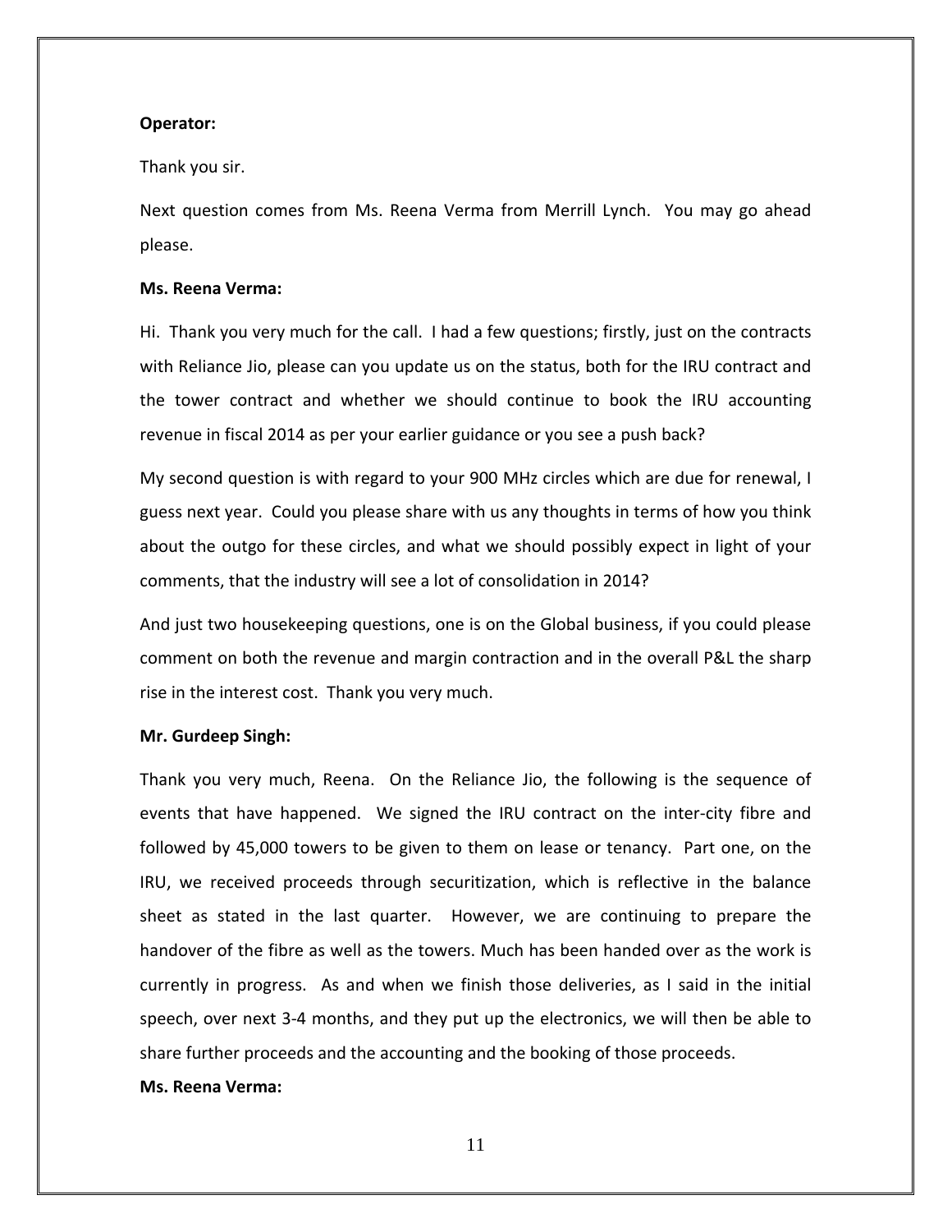**Operator:**

Thank you sir.

Next question comes from Ms. Reena Verma from Merrill Lynch. You may go ahead please.

**Ms. Reena Verma:**

Hi. Thank you very much for the call. I had a few questions; firstly, just on the contracts with Reliance Jio, please can you update us on the status, both for the IRU contract and the tower contract and whether we should continue to book the IRU accounting revenue in fiscal 2014 as per your earlier guidance or you see a push back?

My second question is with regard to your 900 MHz circles which are due for renewal, I guess next year. Could you please share with us any thoughts in terms of how you think about the outgo for these circles, and what we should possibly expect in light of your comments, that the industry will see a lot of consolidation in 2014?

And just two housekeeping questions, one is on the Global business, if you could please comment on both the revenue and margin contraction and in the overall P&L the sharp rise in the interest cost. Thank you very much.

**Mr. Gurdeep Singh:**

Thank you very much, Reena. On the Reliance Jio, the following is the sequence of events that have happened. We signed the IRU contract on the inter-city fibre and followed by 45,000 towers to be given to them on lease or tenancy. Part one, on the IRU, we received proceeds through securitization, which is reflective in the balance sheet as stated in the last quarter. However, we are continuing to prepare the handover of the fibre as well as the towers. Much has been handed over as the work is currently in progress. As and when we finish those deliveries, as I said in the initial speech, over next 3-4 months, and they put up the electronics, we will then be able to share further proceeds and the accounting and the booking of those proceeds.

**Ms. Reena Verma:**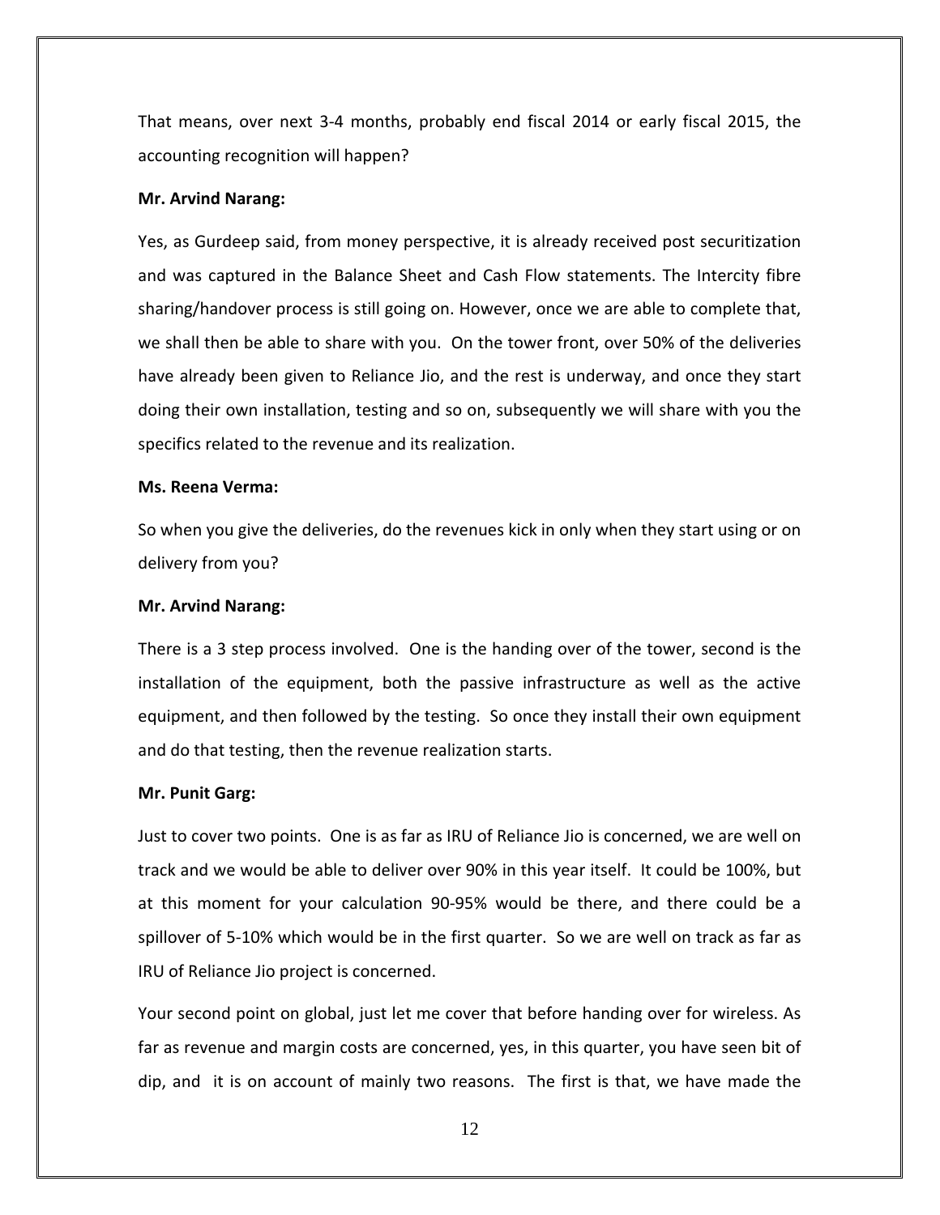That means, over next 3-4 months, probably end fiscal 2014 or early fiscal 2015, the accounting recognition will happen?

**Mr. Arvind Narang:**

Yes, as Gurdeep said, from money perspective, it is already received post securitization and was captured in the Balance Sheet and Cash Flow statements. The Intercity fibre sharing/handover process is still going on. However, once we are able to complete that, we shall then be able to share with you. On the tower front, over 50% of the deliveries have already been given to Reliance Jio, and the rest is underway, and once they start doing their own installation, testing and so on, subsequently we will share with you the specifics related to the revenue and its realization.

**Ms. Reena Verma:**

So when you give the deliveries, do the revenues kick in only when they start using or on delivery from you?

**Mr. Arvind Narang:**

There is a 3 step process involved. One is the handing over of the tower, second is the installation of the equipment, both the passive infrastructure as well as the active equipment, and then followed by the testing. So once they install their own equipment and do that testing, then the revenue realization starts.

**Mr. Punit Garg:**

Just to cover two points. One is as far as IRU of Reliance Jio is concerned, we are well on track and we would be able to deliver over 90% in this year itself. It could be 100%, but at this moment for your calculation 90-95% would be there, and there could be a spillover of 5-10% which would be in the first quarter. So we are well on track as far as IRU of Reliance Jio project is concerned.

Your second point on global, just let me cover that before handing over for wireless. As far as revenue and margin costs are concerned, yes, in this quarter, you have seen bit of dip, and it is on account of mainly two reasons. The first is that, we have made the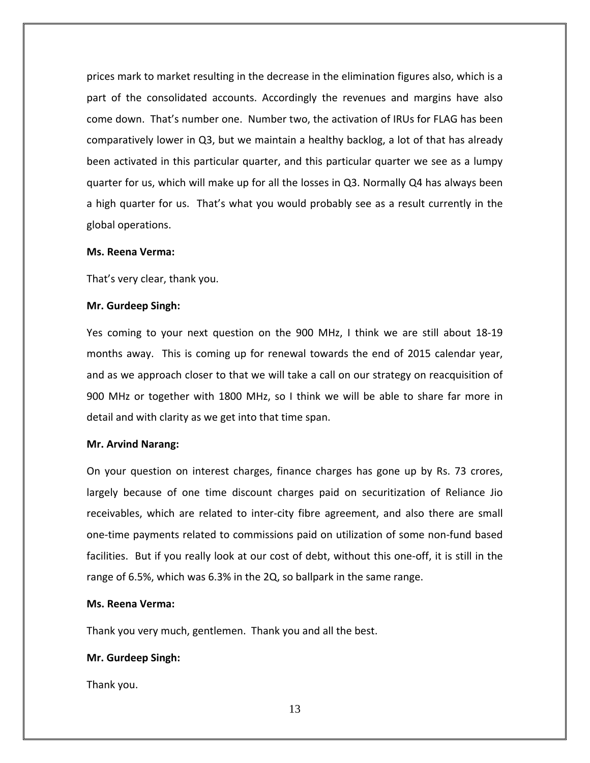prices mark to market resulting in the decrease in the elimination figures also, which is a part of the consolidated accounts. Accordingly the revenues and margins have also come down. That's number one. Number two, the activation of IRUs for FLAG has been comparatively lower in Q3, but we maintain a healthy backlog, a lot of that has already been activated in this particular quarter, and this particular quarter we see as a lumpy quarter for us, which will make up for all the losses in Q3. Normally Q4 has always been a high quarter for us. That's what you would probably see as a result currently in the global operations.

**Ms. Reena Verma:**

That's very clear, thank you.

**Mr. Gurdeep Singh:**

Yes coming to your next question on the 900 MHz, I think we are still about 18-19 months away. This is coming up for renewal towards the end of 2015 calendar year, and as we approach closer to that we will take a call on our strategy on reacquisition of 900 MHz or together with 1800 MHz, so I think we will be able to share far more in detail and with clarity as we get into that time span.

**Mr. Arvind Narang:**

On your question on interest charges, finance charges has gone up by Rs. 73 crores, largely because of one time discount charges paid on securitization of Reliance Jio receivables, which are related to inter-city fibre agreement, and also there are small one-time payments related to commissions paid on utilization of some non-fund based facilities. But if you really look at our cost of debt, without this one-off, it is still in the range of 6.5%, which was 6.3% in the 2Q, so ballpark in the same range.

**Ms. Reena Verma:**

Thank you very much, gentlemen. Thank you and all the best.

**Mr. Gurdeep Singh:**

Thank you.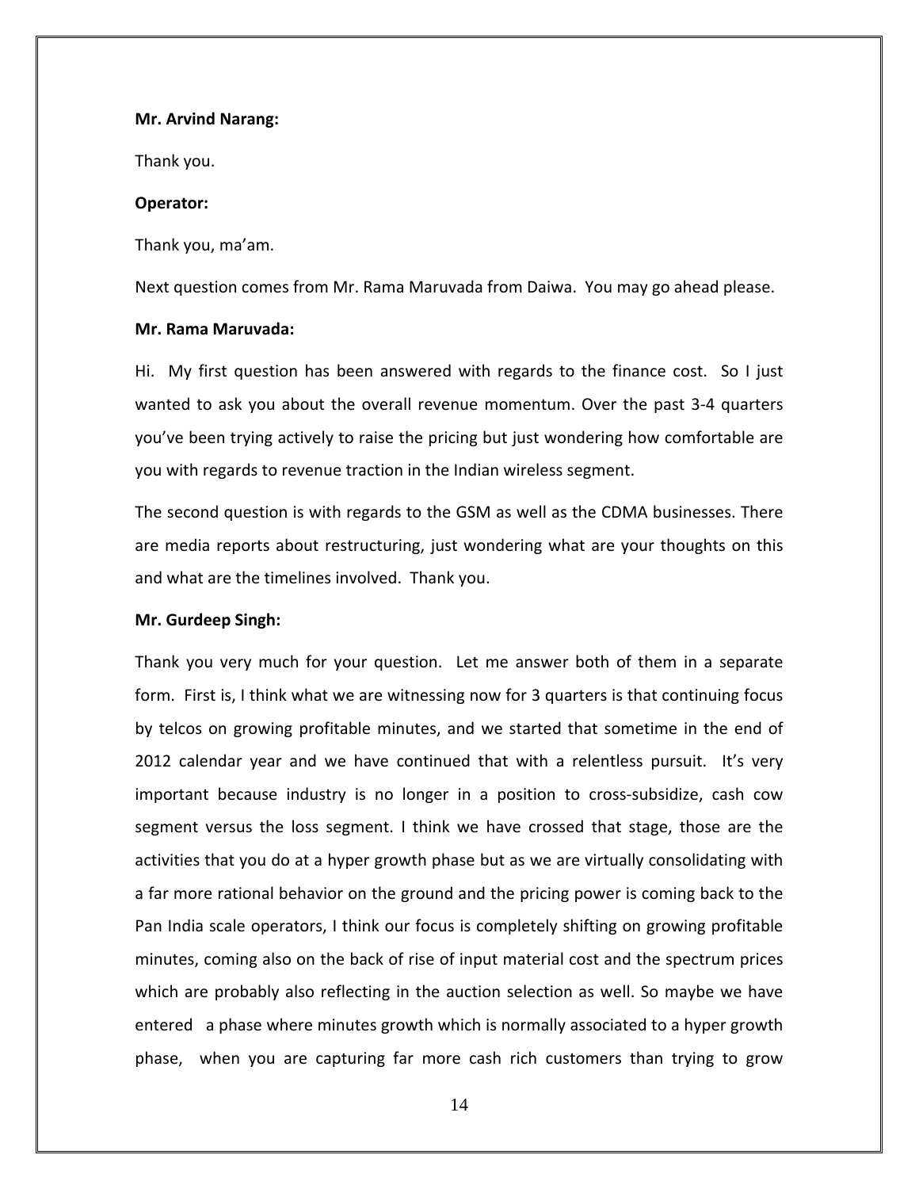**Mr. Arvind Narang:**

Thank you.

**Operator:**

Thank you, ma'am.

Next question comes from Mr. Rama Maruvada from Daiwa. You may go ahead please.

**Mr. Rama Maruvada:**

Hi. My first question has been answered with regards to the finance cost. So I just wanted to ask you about the overall revenue momentum. Over the past 3-4 quarters you've been trying actively to raise the pricing but just wondering how comfortable are you with regards to revenue traction in the Indian wireless segment.

The second question is with regards to the GSM as well as the CDMA businesses. There are media reports about restructuring, just wondering what are your thoughts on this and what are the timelines involved. Thank you.

**Mr. Gurdeep Singh:**

Thank you very much for your question. Let me answer both of them in a separate form. First is, I think what we are witnessing now for 3 quarters is that continuing focus by telcos on growing profitable minutes, and we started that sometime in the end of 2012 calendar year and we have continued that with a relentless pursuit. It's very important because industry is no longer in a position to cross-subsidize, cash cow segment versus the loss segment. I think we have crossed that stage, those are the activities that you do at a hyper growth phase but as we are virtually consolidating with a far more rational behavior on the ground and the pricing power is coming back to the Pan India scale operators, I think our focus is completely shifting on growing profitable minutes, coming also on the back of rise of input material cost and the spectrum prices which are probably also reflecting in the auction selection as well. So maybe we have entered a phase where minutes growth which is normally associated to a hyper growth phase, when you are capturing far more cash rich customers than trying to grow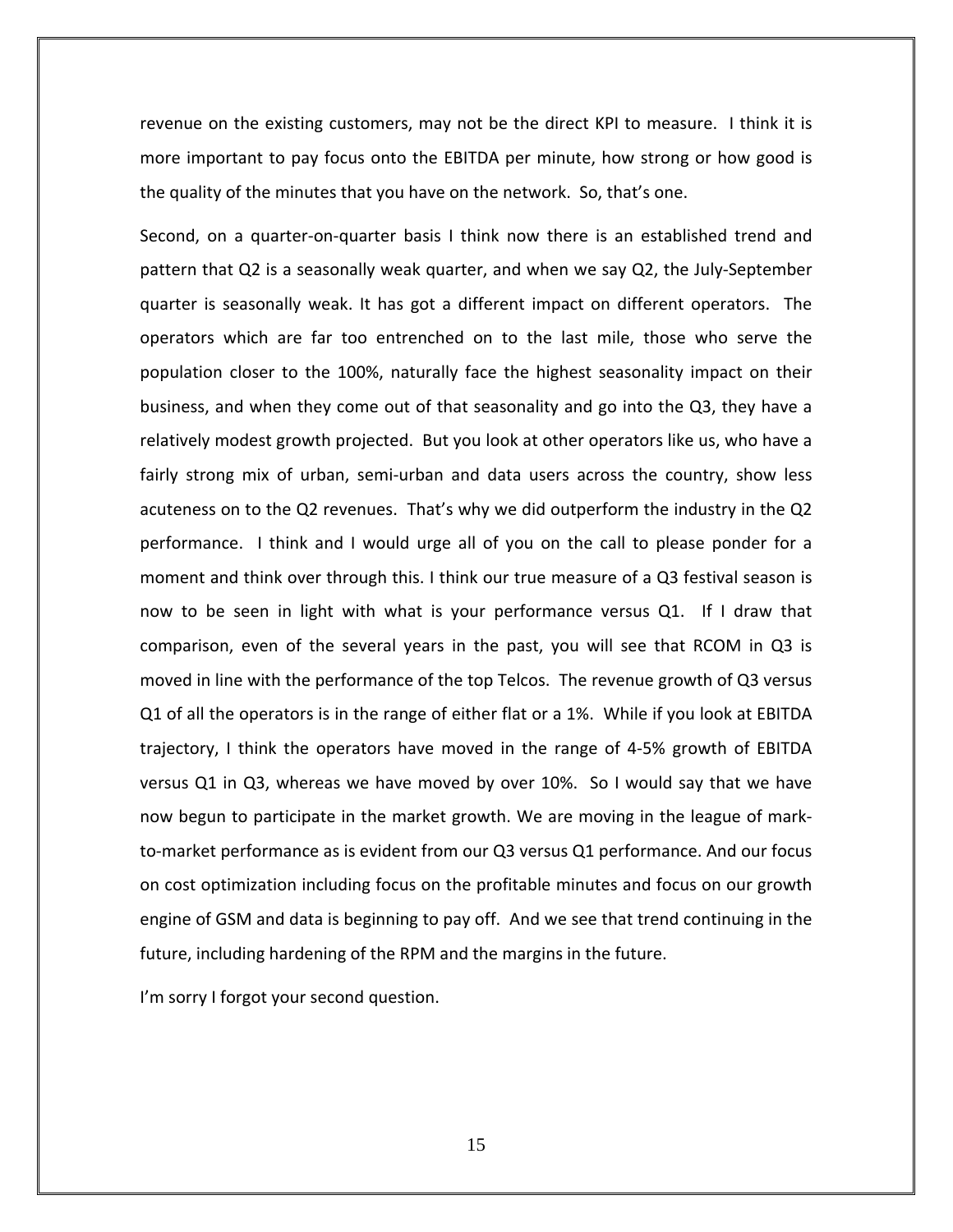revenue on the existing customers, may not be the direct KPI to measure. I think it is more important to pay focus onto the EBITDA per minute, how strong or how good is the quality of the minutes that you have on the network. So, that's one.

Second, on a quarter-on-quarter basis I think now there is an established trend and pattern that Q2 is a seasonally weak quarter, and when we say Q2, the July-September quarter is seasonally weak. It has got a different impact on different operators. The operators which are far too entrenched on to the last mile, those who serve the population closer to the 100%, naturally face the highest seasonality impact on their business, and when they come out of that seasonality and go into the Q3, they have a relatively modest growth projected. But you look at other operators like us, who have a fairly strong mix of urban, semi-urban and data users across the country, show less acuteness on to the Q2 revenues. That's why we did outperform the industry in the Q2 performance. I think and I would urge all of you on the call to please ponder for a moment and think over through this. I think our true measure of a Q3 festival season is now to be seen in light with what is your performance versus Q1. If I draw that comparison, even of the several years in the past, you will see that RCOM in Q3 is moved in line with the performance of the top Telcos. The revenue growth of Q3 versus Q1 of all the operators is in the range of either flat or a 1%. While if you look at EBITDA trajectory, I think the operators have moved in the range of 4-5% growth of EBITDA versus Q1 in Q3, whereas we have moved by over 10%. So I would say that we have now begun to participate in the market growth. We are moving in the league of mark-to-market performance as is evident from our Q3 versus Q1 performance. And our focus on cost optimization including focus on the profitable minutes and focus on our growth engine of GSM and data is beginning to pay off. And we see that trend continuing in the future, including hardening of the RPM and the margins in the future.

I'm sorry I forgot your second question.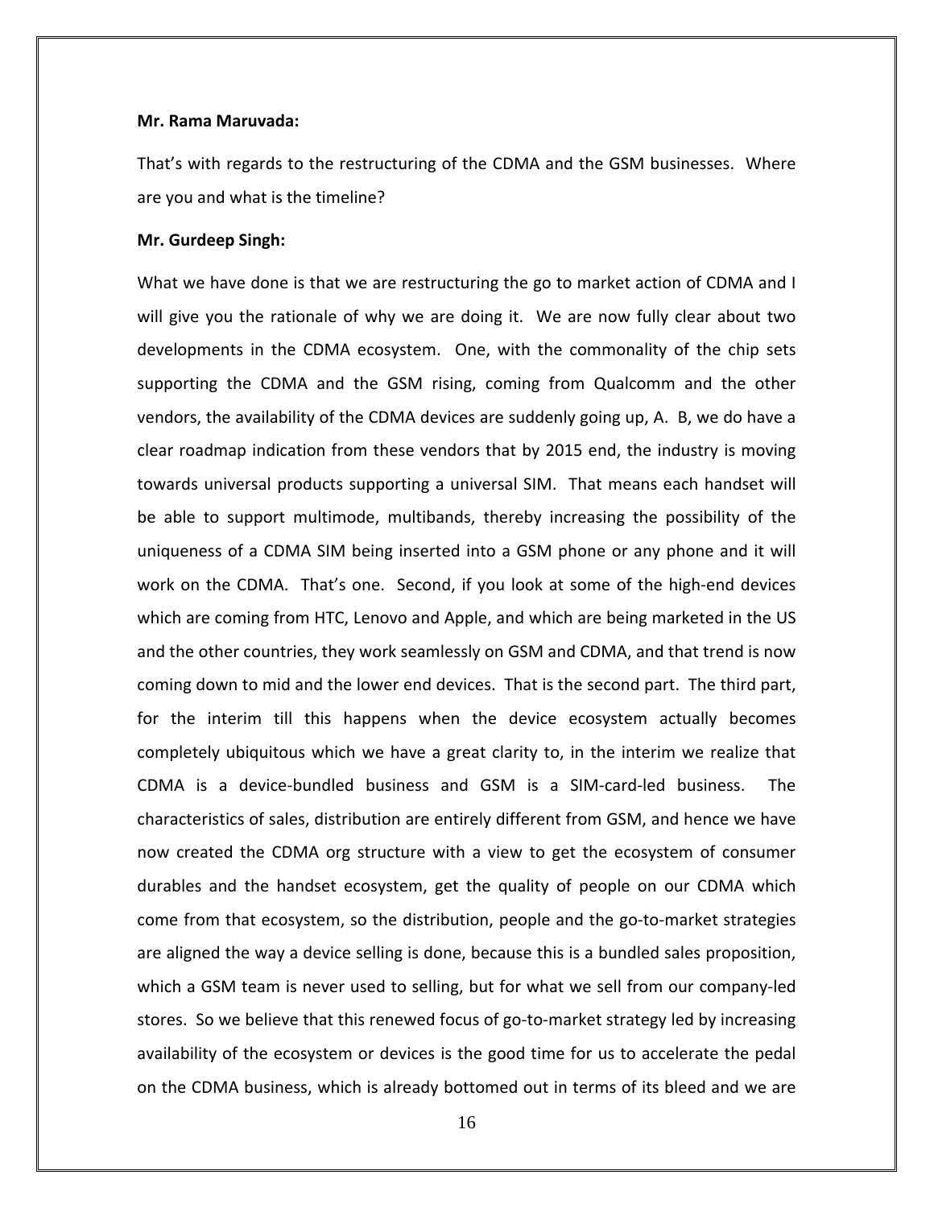**Mr. Rama Maruvada:**

That's with regards to the restructuring of the CDMA and the GSM businesses. Where are you and what is the timeline?

**Mr. Gurdeep Singh:**

What we have done is that we are restructuring the go to market action of CDMA and I will give you the rationale of why we are doing it. We are now fully clear about two developments in the CDMA ecosystem. One, with the commonality of the chip sets supporting the CDMA and the GSM rising, coming from Qualcomm and the other vendors, the availability of the CDMA devices are suddenly going up, A. B, we do have a clear roadmap indication from these vendors that by 2015 end, the industry is moving towards universal products supporting a universal SIM. That means each handset will be able to support multimode, multibands, thereby increasing the possibility of the uniqueness of a CDMA SIM being inserted into a GSM phone or any phone and it will work on the CDMA. That's one. Second, if you look at some of the high-end devices which are coming from HTC, Lenovo and Apple, and which are being marketed in the US and the other countries, they work seamlessly on GSM and CDMA, and that trend is now coming down to mid and the lower end devices. That is the second part. The third part, for the interim till this happens when the device ecosystem actually becomes completely ubiquitous which we have a great clarity to, in the interim we realize that CDMA is a device-bundled business and GSM is a SIM-card-led business. The characteristics of sales, distribution are entirely different from GSM, and hence we have now created the CDMA org structure with a view to get the ecosystem of consumer durables and the handset ecosystem, get the quality of people on our CDMA which come from that ecosystem, so the distribution, people and the go-to-market strategies are aligned the way a device selling is done, because this is a bundled sales proposition, which a GSM team is never used to selling, but for what we sell from our company-led stores. So we believe that this renewed focus of go-to-market strategy led by increasing availability of the ecosystem or devices is the good time for us to accelerate the pedal on the CDMA business, which is already bottomed out in terms of its bleed and we are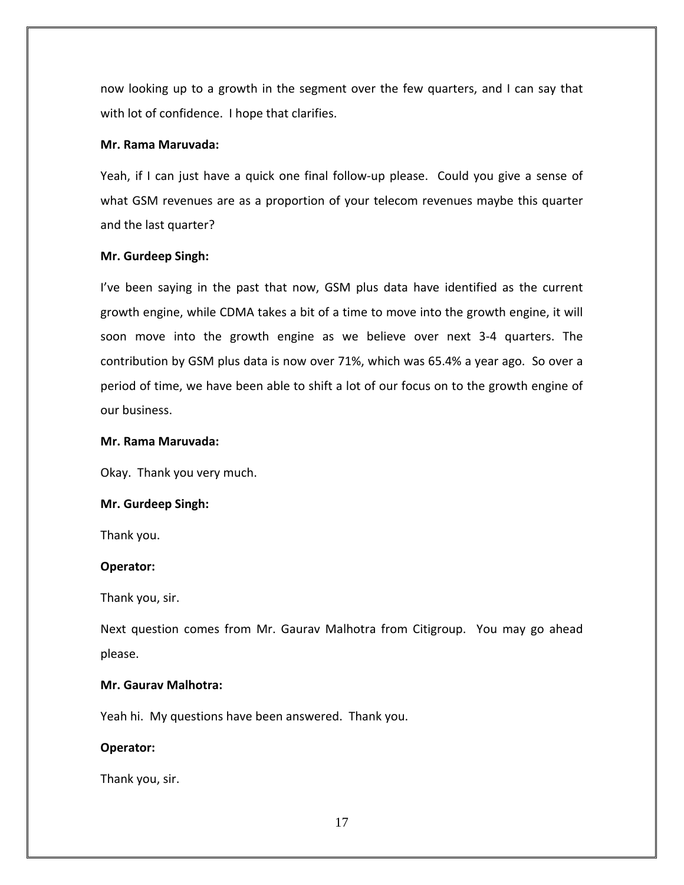now looking up to a growth in the segment over the few quarters, and I can say that with lot of confidence. I hope that clarifies.

**Mr. Rama Maruvada:**

Yeah, if I can just have a quick one final follow-up please. Could you give a sense of what GSM revenues are as a proportion of your telecom revenues maybe this quarter and the last quarter?

**Mr. Gurdeep Singh:**

I've been saying in the past that now, GSM plus data have identified as the current growth engine, while CDMA takes a bit of a time to move into the growth engine, it will soon move into the growth engine as we believe over next 3-4 quarters. The contribution by GSM plus data is now over 71%, which was 65.4% a year ago. So over a period of time, we have been able to shift a lot of our focus on to the growth engine of our business.

**Mr. Rama Maruvada:**

Okay. Thank you very much.

**Mr. Gurdeep Singh:**

Thank you.

**Operator:**

Thank you, sir.

Next question comes from Mr. Gaurav Malhotra from Citigroup. You may go ahead please.

**Mr. Gaurav Malhotra:**

Yeah hi. My questions have been answered. Thank you.

**Operator:**

Thank you, sir.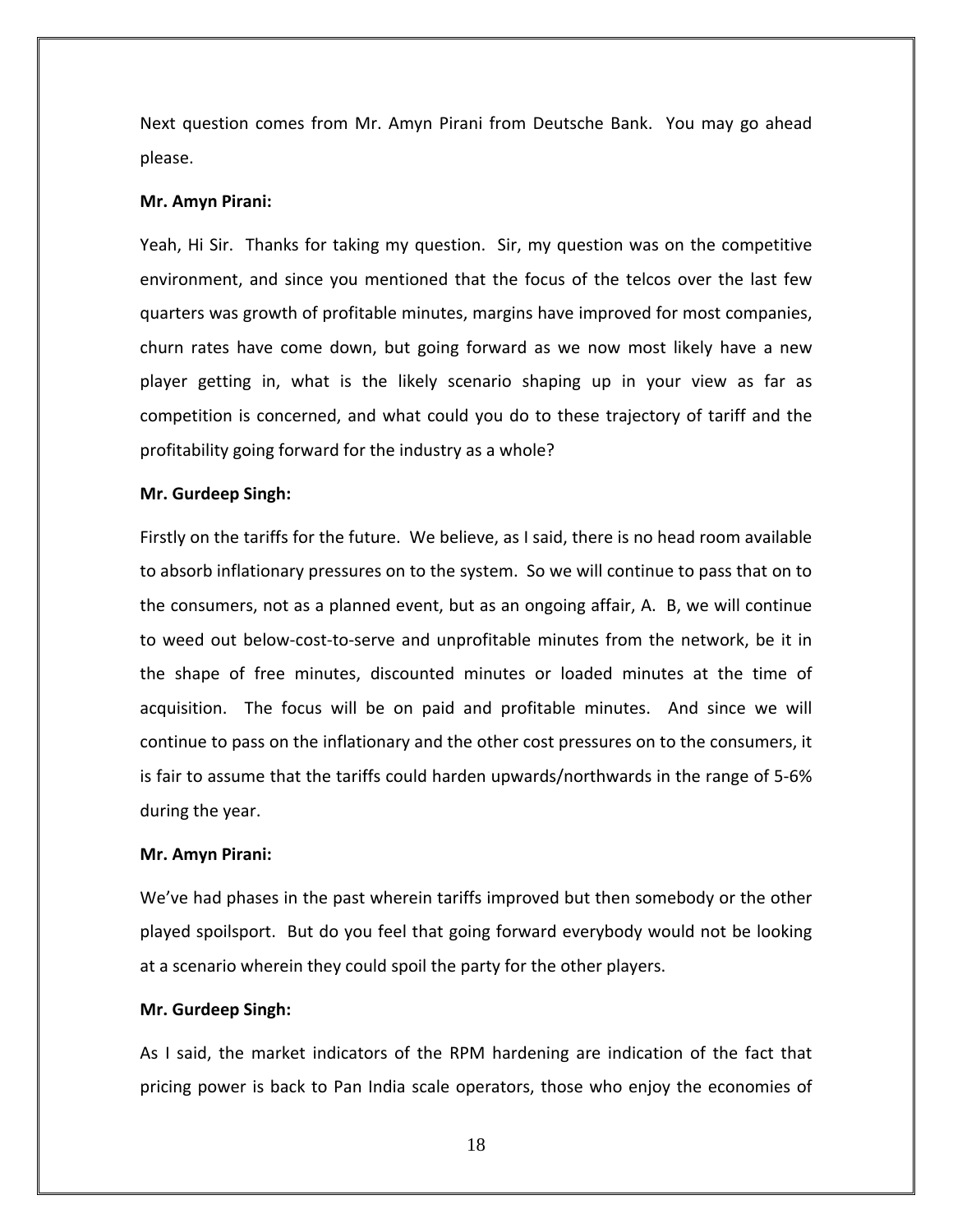Next question comes from Mr. Amyn Pirani from Deutsche Bank. You may go ahead please.

**Mr. Amyn Pirani:**

Yeah, Hi Sir. Thanks for taking my question. Sir, my question was on the competitive environment, and since you mentioned that the focus of the telcos over the last few quarters was growth of profitable minutes, margins have improved for most companies, churn rates have come down, but going forward as we now most likely have a new player getting in, what is the likely scenario shaping up in your view as far as competition is concerned, and what could you do to these trajectory of tariff and the profitability going forward for the industry as a whole?

**Mr. Gurdeep Singh:**

Firstly on the tariffs for the future. We believe, as I said, there is no head room available to absorb inflationary pressures on to the system. So we will continue to pass that on to the consumers, not as a planned event, but as an ongoing affair, A. B, we will continue to weed out below-cost-to-serve and unprofitable minutes from the network, be it in the shape of free minutes, discounted minutes or loaded minutes at the time of acquisition. The focus will be on paid and profitable minutes. And since we will continue to pass on the inflationary and the other cost pressures on to the consumers, it is fair to assume that the tariffs could harden upwards/northwards in the range of 5-6% during the year.

**Mr. Amyn Pirani:**

We've had phases in the past wherein tariffs improved but then somebody or the other played spoilsport. But do you feel that going forward everybody would not be looking at a scenario wherein they could spoil the party for the other players.

**Mr. Gurdeep Singh:**

As I said, the market indicators of the RPM hardening are indication of the fact that pricing power is back to Pan India scale operators, those who enjoy the economies of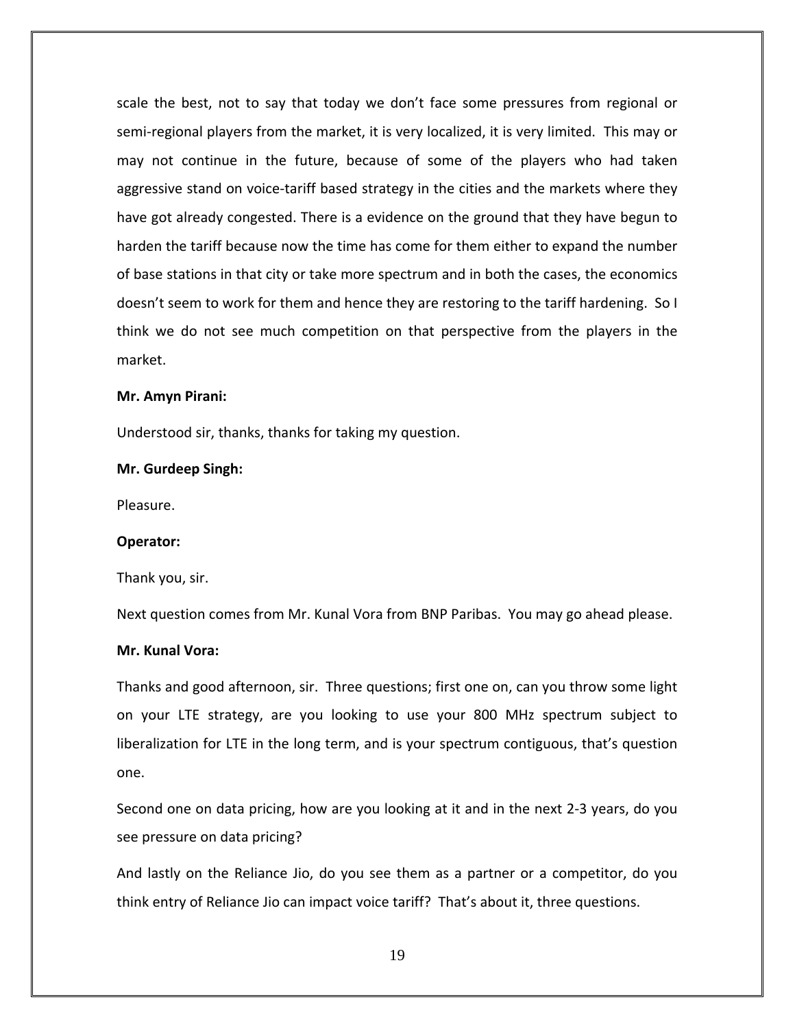scale the best, not to say that today we don't face some pressures from regional or semi-regional players from the market, it is very localized, it is very limited. This may or may not continue in the future, because of some of the players who had taken aggressive stand on voice-tariff based strategy in the cities and the markets where they have got already congested. There is a evidence on the ground that they have begun to harden the tariff because now the time has come for them either to expand the number of base stations in that city or take more spectrum and in both the cases, the economics doesn't seem to work for them and hence they are restoring to the tariff hardening. So I think we do not see much competition on that perspective from the players in the market.

**Mr. Amyn Pirani:**

Understood sir, thanks, thanks for taking my question.

**Mr. Gurdeep Singh:**

Pleasure.

**Operator:**

Thank you, sir.

Next question comes from Mr. Kunal Vora from BNP Paribas. You may go ahead please.

**Mr. Kunal Vora:**

Thanks and good afternoon, sir. Three questions; first one on, can you throw some light on your LTE strategy, are you looking to use your 800 MHz spectrum subject to liberalization for LTE in the long term, and is your spectrum contiguous, that's question one.

Second one on data pricing, how are you looking at it and in the next 2-3 years, do you see pressure on data pricing?

And lastly on the Reliance Jio, do you see them as a partner or a competitor, do you think entry of Reliance Jio can impact voice tariff? That's about it, three questions.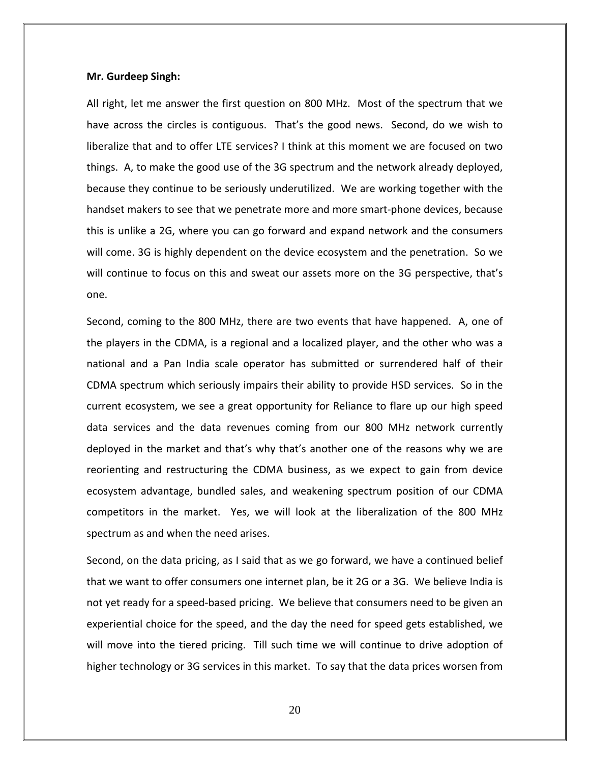**Mr. Gurdeep Singh:**

All right, let me answer the first question on 800 MHz. Most of the spectrum that we have across the circles is contiguous. That's the good news. Second, do we wish to liberalize that and to offer LTE services? I think at this moment we are focused on two things. A, to make the good use of the 3G spectrum and the network already deployed, because they continue to be seriously underutilized. We are working together with the handset makers to see that we penetrate more and more smart-phone devices, because this is unlike a 2G, where you can go forward and expand network and the consumers will come. 3G is highly dependent on the device ecosystem and the penetration. So we will continue to focus on this and sweat our assets more on the 3G perspective, that's one.

Second, coming to the 800 MHz, there are two events that have happened. A, one of the players in the CDMA, is a regional and a localized player, and the other who was a national and a Pan India scale operator has submitted or surrendered half of their CDMA spectrum which seriously impairs their ability to provide HSD services. So in the current ecosystem, we see a great opportunity for Reliance to flare up our high speed data services and the data revenues coming from our 800 MHz network currently deployed in the market and that's why that's another one of the reasons why we are reorienting and restructuring the CDMA business, as we expect to gain from device ecosystem advantage, bundled sales, and weakening spectrum position of our CDMA competitors in the market. Yes, we will look at the liberalization of the 800 MHz spectrum as and when the need arises.

Second, on the data pricing, as I said that as we go forward, we have a continued belief that we want to offer consumers one internet plan, be it 2G or a 3G. We believe India is not yet ready for a speed-based pricing. We believe that consumers need to be given an experiential choice for the speed, and the day the need for speed gets established, we will move into the tiered pricing. Till such time we will continue to drive adoption of higher technology or 3G services in this market. To say that the data prices worsen from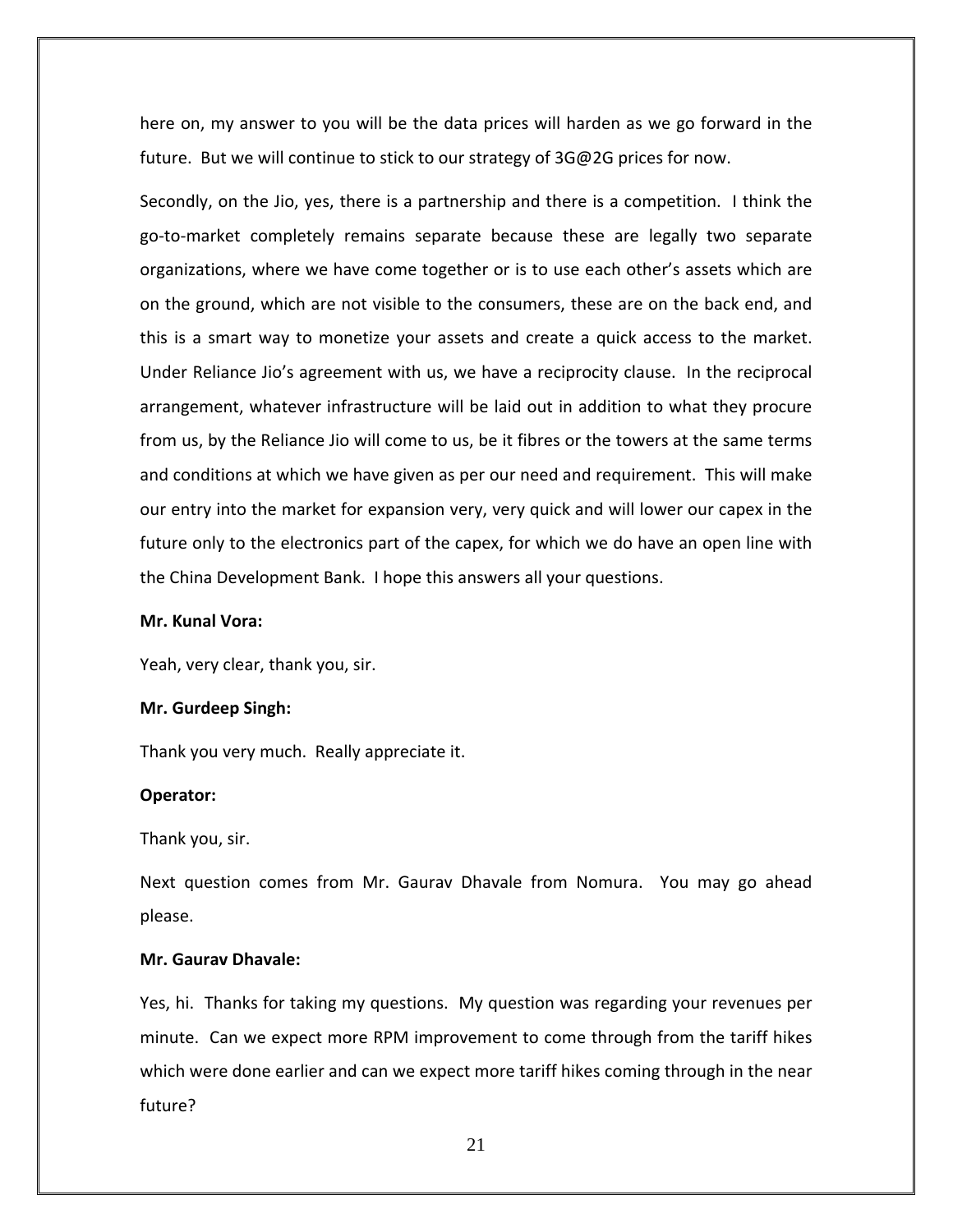here on, my answer to you will be the data prices will harden as we go forward in the future. But we will continue to stick to our strategy of 3G@2G prices for now.

Secondly, on the Jio, yes, there is a partnership and there is a competition. I think the go-to-market completely remains separate because these are legally two separate organizations, where we have come together or is to use each other's assets which are on the ground, which are not visible to the consumers, these are on the back end, and this is a smart way to monetize your assets and create a quick access to the market. Under Reliance Jio's agreement with us, we have a reciprocity clause. In the reciprocal arrangement, whatever infrastructure will be laid out in addition to what they procure from us, by the Reliance Jio will come to us, be it fibres or the towers at the same terms and conditions at which we have given as per our need and requirement. This will make our entry into the market for expansion very, very quick and will lower our capex in the future only to the electronics part of the capex, for which we do have an open line with the China Development Bank. I hope this answers all your questions.

**Mr. Kunal Vora:**

Yeah, very clear, thank you, sir.

**Mr. Gurdeep Singh:**

Thank you very much. Really appreciate it.

**Operator:**

Thank you, sir.

Next question comes from Mr. Gaurav Dhavale from Nomura. You may go ahead please.

**Mr. Gaurav Dhavale:**

Yes, hi. Thanks for taking my questions. My question was regarding your revenues per minute. Can we expect more RPM improvement to come through from the tariff hikes which were done earlier and can we expect more tariff hikes coming through in the near future?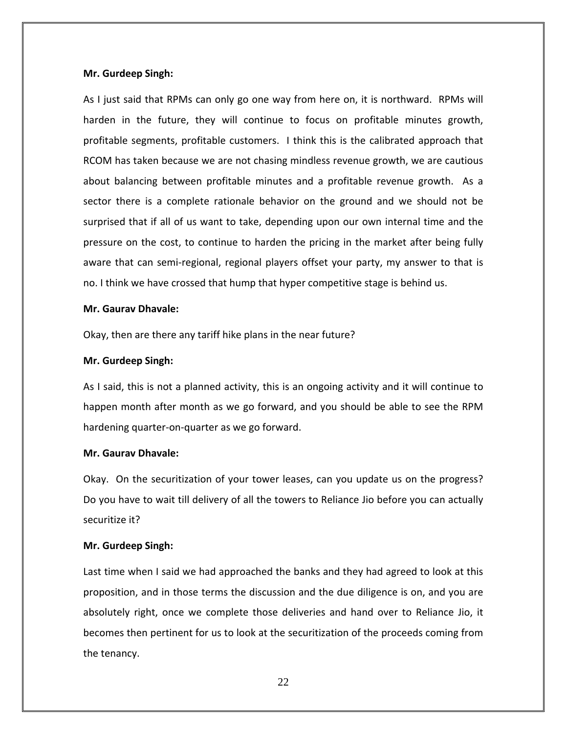**Mr. Gurdeep Singh:**

As I just said that RPMs can only go one way from here on, it is northward. RPMs will harden in the future, they will continue to focus on profitable minutes growth, profitable segments, profitable customers. I think this is the calibrated approach that RCOM has taken because we are not chasing mindless revenue growth, we are cautious about balancing between profitable minutes and a profitable revenue growth. As a sector there is a complete rationale behavior on the ground and we should not be surprised that if all of us want to take, depending upon our own internal time and the pressure on the cost, to continue to harden the pricing in the market after being fully aware that can semi-regional, regional players offset your party, my answer to that is no. I think we have crossed that hump that hyper competitive stage is behind us.

**Mr. Gaurav Dhavale:**

Okay, then are there any tariff hike plans in the near future?

**Mr. Gurdeep Singh:**

As I said, this is not a planned activity, this is an ongoing activity and it will continue to happen month after month as we go forward, and you should be able to see the RPM hardening quarter-on-quarter as we go forward.

**Mr. Gaurav Dhavale:**

Okay. On the securitization of your tower leases, can you update us on the progress? Do you have to wait till delivery of all the towers to Reliance Jio before you can actually securitize it?

**Mr. Gurdeep Singh:**

Last time when I said we had approached the banks and they had agreed to look at this proposition, and in those terms the discussion and the due diligence is on, and you are absolutely right, once we complete those deliveries and hand over to Reliance Jio, it becomes then pertinent for us to look at the securitization of the proceeds coming from the tenancy.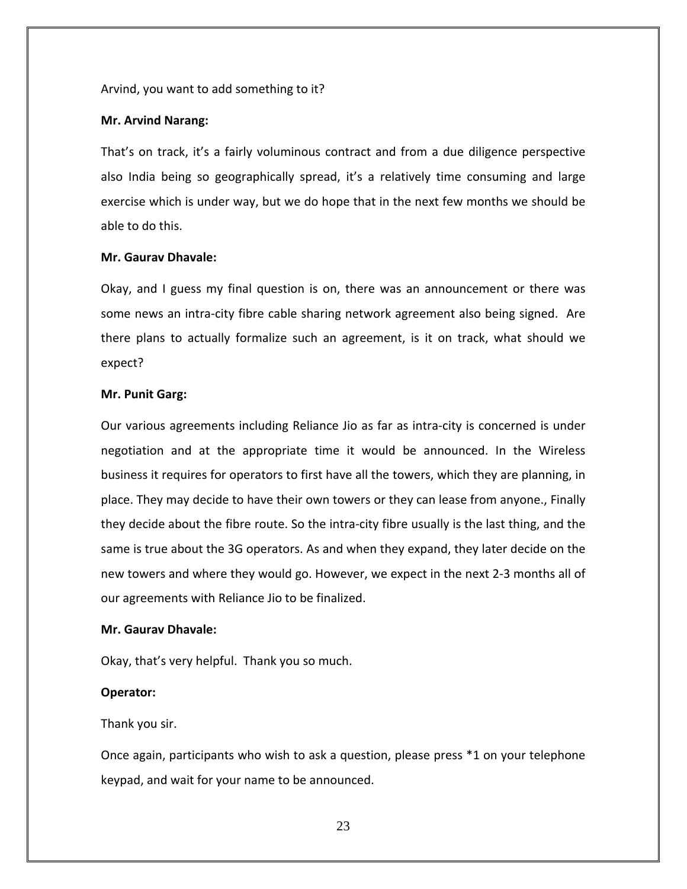Arvind, you want to add something to it?

**Mr. Arvind Narang:**

That's on track, it's a fairly voluminous contract and from a due diligence perspective also India being so geographically spread, it's a relatively time consuming and large exercise which is under way, but we do hope that in the next few months we should be able to do this.

**Mr. Gaurav Dhavale:**

Okay, and I guess my final question is on, there was an announcement or there was some news an intra-city fibre cable sharing network agreement also being signed. Are there plans to actually formalize such an agreement, is it on track, what should we expect?

**Mr. Punit Garg:**

Our various agreements including Reliance Jio as far as intra-city is concerned is under negotiation and at the appropriate time it would be announced. In the Wireless business it requires for operators to first have all the towers, which they are planning, in place. They may decide to have their own towers or they can lease from anyone., Finally they decide about the fibre route. So the intra-city fibre usually is the last thing, and the same is true about the 3G operators. As and when they expand, they later decide on the new towers and where they would go. However, we expect in the next 2-3 months all of our agreements with Reliance Jio to be finalized.

**Mr. Gaurav Dhavale:**

Okay, that's very helpful. Thank you so much.

**Operator:**

Thank you sir.

Once again, participants who wish to ask a question, please press *1 on your telephone keypad, and wait for your name to be announced.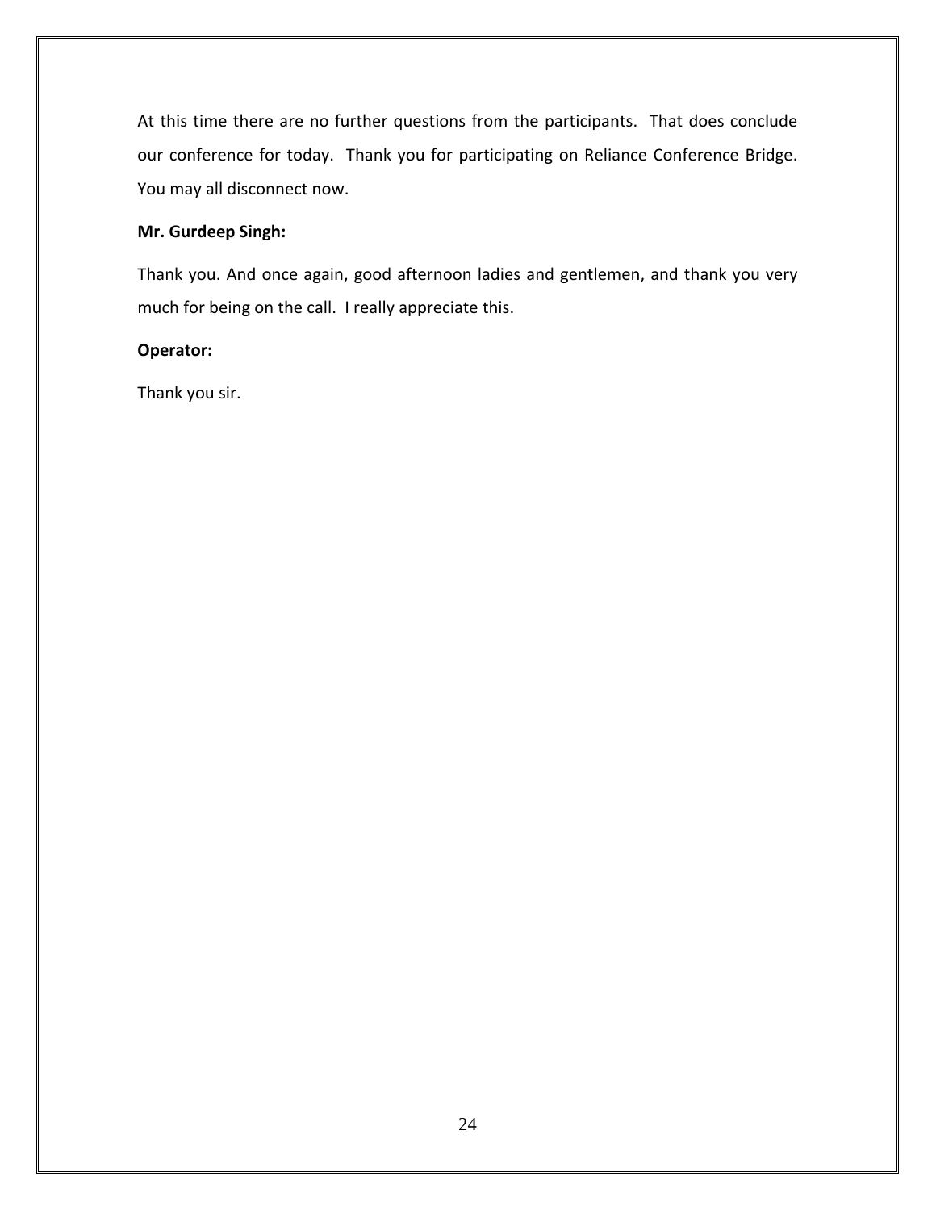At this time there are no further questions from the participants. That does conclude our conference for today. Thank you for participating on Reliance Conference Bridge. You may all disconnect now.

**Mr. Gurdeep Singh:**

Thank you. And once again, good afternoon ladies and gentlemen, and thank you very much for being on the call. I really appreciate this.

**Operator:**

Thank you sir.